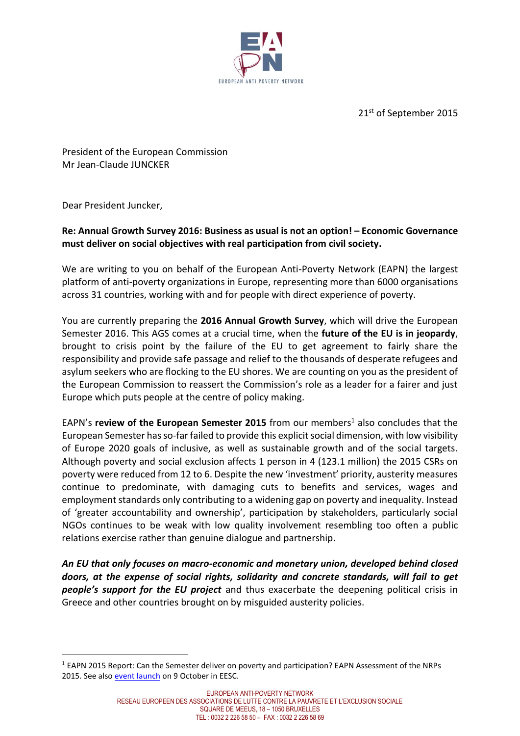21st of September 2015

President of the European Commission
Mr Jean-Claude JUNCKER

Dear President Juncker,

**Re: Annual Growth Survey 2016: Business as usual is not an option! – Economic Governance must deliver on social objectives with real participation from civil society.**

We are writing to you on behalf of the European Anti-Poverty Network (EAPN) the largest platform of anti-poverty organizations in Europe, representing more than 6000 organisations across 31 countries, working with and for people with direct experience of poverty.

You are currently preparing the **2016 Annual Growth Survey**, which will drive the European Semester 2016. This AGS comes at a crucial time, when the **future of the EU is in jeopardy**, brought to crisis point by the failure of the EU to get agreement to fairly share the responsibility and provide safe passage and relief to the thousands of desperate refugees and asylum seekers who are flocking to the EU shores. We are counting on you as the president of the European Commission to reassert the Commission's role as a leader for a fairer and just Europe which puts people at the centre of policy making.

EAPN's **review of the European Semester 2015** from our members[1] also concludes that the European Semester has so-far failed to provide this explicit social dimension, with low visibility of Europe 2020 goals of inclusive, as well as sustainable growth and of the social targets. Although poverty and social exclusion affects 1 person in 4 (123.1 million) the 2015 CSRs on poverty were reduced from 12 to 6. Despite the new 'investment' priority, austerity measures continue to predominate, with damaging cuts to benefits and services, wages and employment standards only contributing to a widening gap on poverty and inequality. Instead of 'greater accountability and ownership', participation by stakeholders, particularly social NGOs continues to be weak with low quality involvement resembling too often a public relations exercise rather than genuine dialogue and partnership.

***An EU that only focuses on macro-economic and monetary union, developed behind closed doors, at the expense of social rights, solidarity and concrete standards, will fail to get people's support for the EU project*** and thus exacerbate the deepening political crisis in Greece and other countries brought on by misguided austerity policies.

[1] EAPN 2015 Report: Can the Semester deliver on poverty and participation? EAPN Assessment of the NRPs 2015. See also event launch on 9 October in EESC.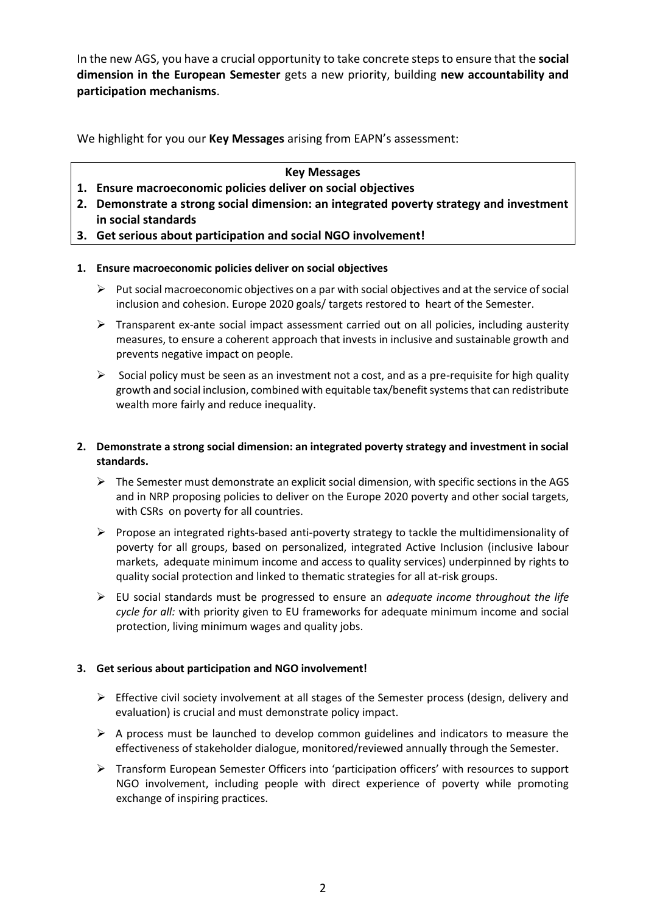In the new AGS, you have a crucial opportunity to take concrete steps to ensure that the **social dimension in the European Semester** gets a new priority, building **new accountability and participation mechanisms**.

We highlight for you our **Key Messages** arising from EAPN's assessment:

> **Key Messages**
>
> 1. **Ensure macroeconomic policies deliver on social objectives**
> 2. **Demonstrate a strong social dimension: an integrated poverty strategy and investment in social standards**
> 3. **Get serious about participation and social NGO involvement!**

**1. Ensure macroeconomic policies deliver on social objectives**

- Put social macroeconomic objectives on a par with social objectives and at the service of social inclusion and cohesion. Europe 2020 goals/ targets restored to heart of the Semester.
- Transparent ex-ante social impact assessment carried out on all policies, including austerity measures, to ensure a coherent approach that invests in inclusive and sustainable growth and prevents negative impact on people.
- Social policy must be seen as an investment not a cost, and as a pre-requisite for high quality growth and social inclusion, combined with equitable tax/benefit systems that can redistribute wealth more fairly and reduce inequality.

**2. Demonstrate a strong social dimension: an integrated poverty strategy and investment in social standards.**

- The Semester must demonstrate an explicit social dimension, with specific sections in the AGS and in NRP proposing policies to deliver on the Europe 2020 poverty and other social targets, with CSRs on poverty for all countries.
- Propose an integrated rights-based anti-poverty strategy to tackle the multidimensionality of poverty for all groups, based on personalized, integrated Active Inclusion (inclusive labour markets, adequate minimum income and access to quality services) underpinned by rights to quality social protection and linked to thematic strategies for all at-risk groups.
- EU social standards must be progressed to ensure an *adequate income throughout the life cycle for all:* with priority given to EU frameworks for adequate minimum income and social protection, living minimum wages and quality jobs.

**3. Get serious about participation and NGO involvement!**

- Effective civil society involvement at all stages of the Semester process (design, delivery and evaluation) is crucial and must demonstrate policy impact.
- A process must be launched to develop common guidelines and indicators to measure the effectiveness of stakeholder dialogue, monitored/reviewed annually through the Semester.
- Transform European Semester Officers into 'participation officers' with resources to support NGO involvement, including people with direct experience of poverty while promoting exchange of inspiring practices.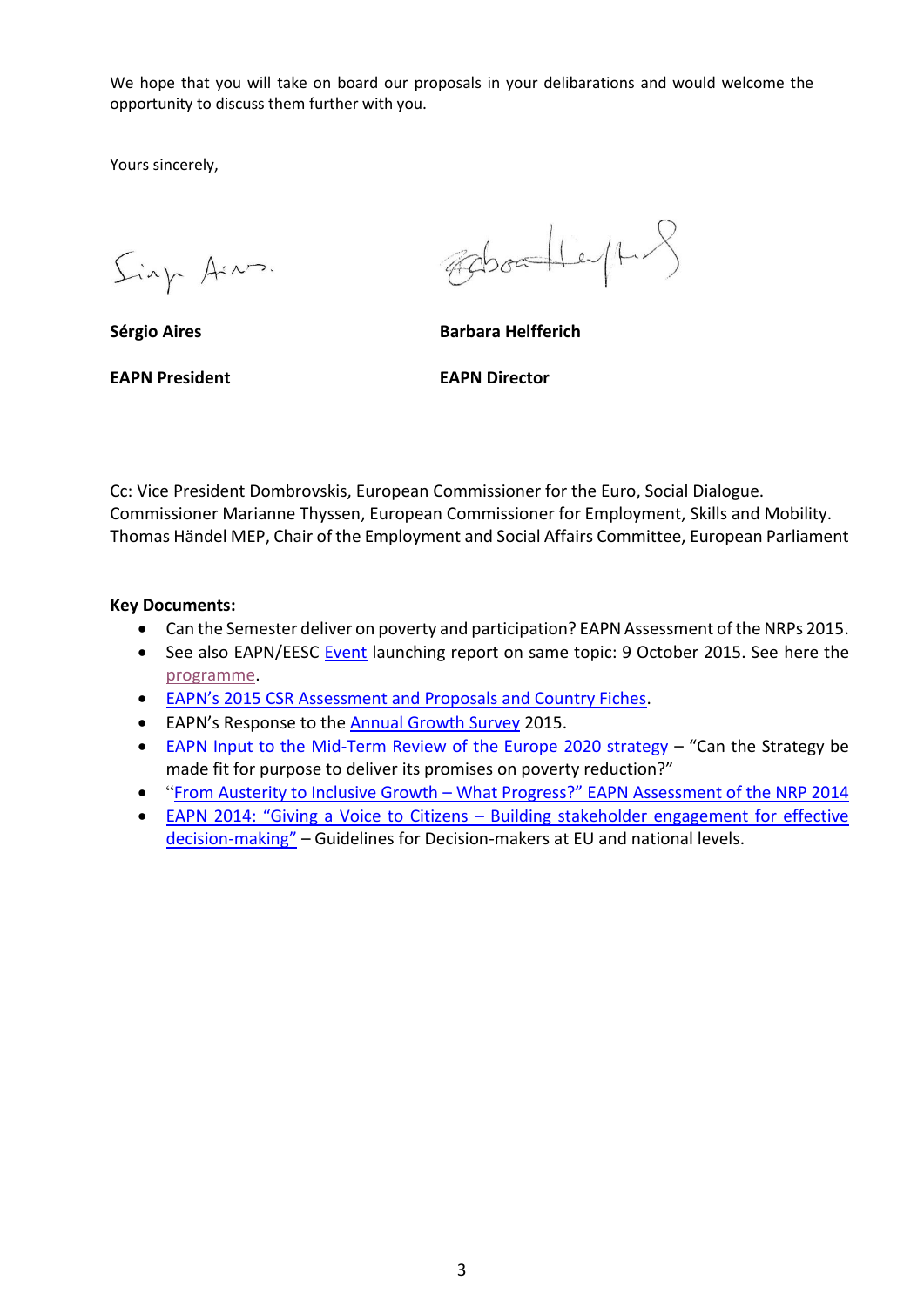We hope that you will take on board our proposals in your deliberations and would welcome the opportunity to discuss them further with you.

Yours sincerely,

| | |
|---|---|
| **Sérgio Aires** | **Barbara Helfferich** |
| **EAPN President** | **EAPN Director** |

Cc: Vice President Dombrovskis, European Commissioner for the Euro, Social Dialogue.
Commissioner Marianne Thyssen, European Commissioner for Employment, Skills and Mobility.
Thomas Händel MEP, Chair of the Employment and Social Affairs Committee, European Parliament

**Key Documents:**

- Can the Semester deliver on poverty and participation? EAPN Assessment of the NRPs 2015.
- See also EAPN/EESC Event launching report on same topic: 9 October 2015. See here the programme.
- EAPN's 2015 CSR Assessment and Proposals and Country Fiches.
- EAPN's Response to the Annual Growth Survey 2015.
- EAPN Input to the Mid-Term Review of the Europe 2020 strategy – "Can the Strategy be made fit for purpose to deliver its promises on poverty reduction?"
- "From Austerity to Inclusive Growth – What Progress?" EAPN Assessment of the NRP 2014
- EAPN 2014: "Giving a Voice to Citizens – Building stakeholder engagement for effective decision-making" – Guidelines for Decision-makers at EU and national levels.